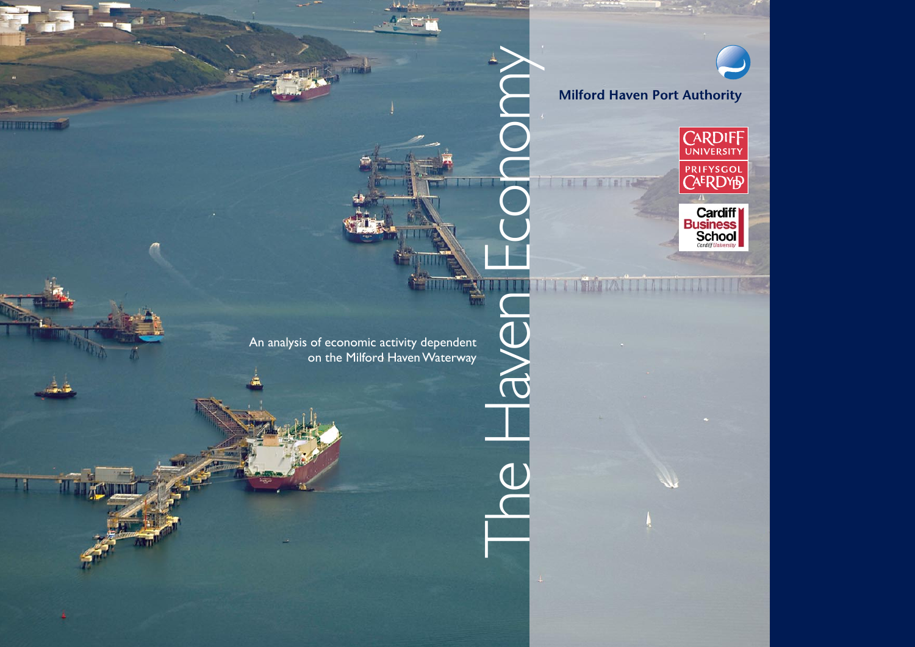# The Haven Economy

An analysis of economic activity dependent on the Milford Haven Waterway

Milford Haven Port Authority

Cardiff University
Prifysgol Caerdydd

Cardiff Business School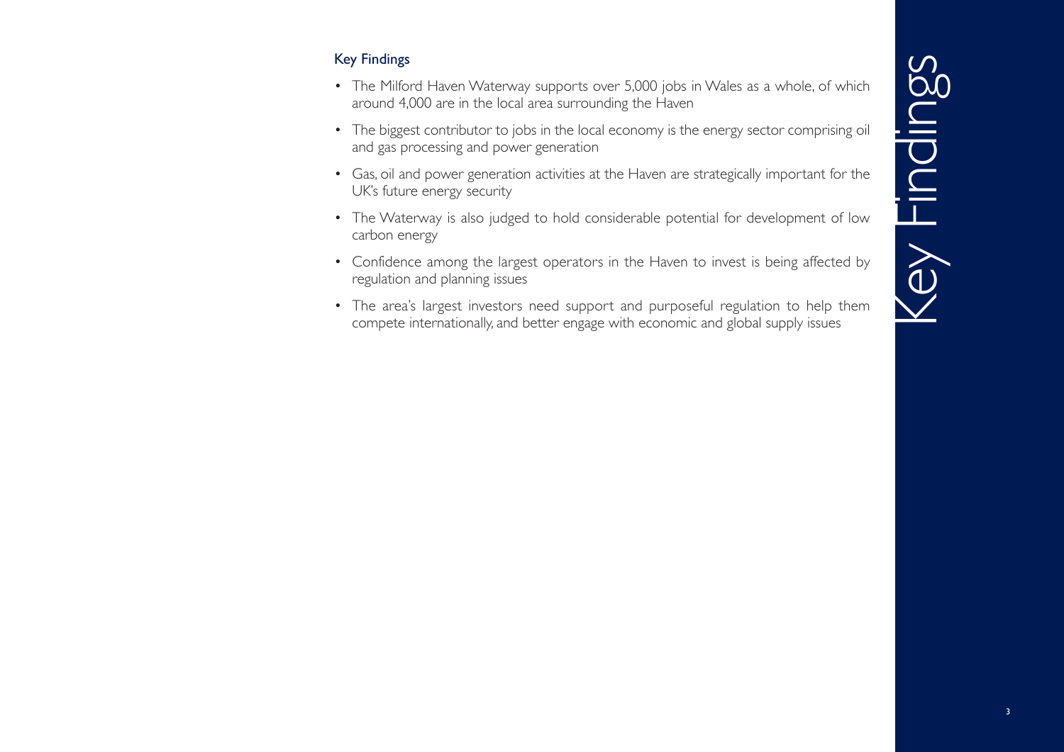## Key Findings

- The Milford Haven Waterway supports over 5,000 jobs in Wales as a whole, of which around 4,000 are in the local area surrounding the Haven
- The biggest contributor to jobs in the local economy is the energy sector comprising oil and gas processing and power generation
- Gas, oil and power generation activities at the Haven are strategically important for the UK's future energy security
- The Waterway is also judged to hold considerable potential for development of low carbon energy
- Confidence among the largest operators in the Haven to invest is being affected by regulation and planning issues
- The area's largest investors need support and purposeful regulation to help them compete internationally, and better engage with economic and global supply issues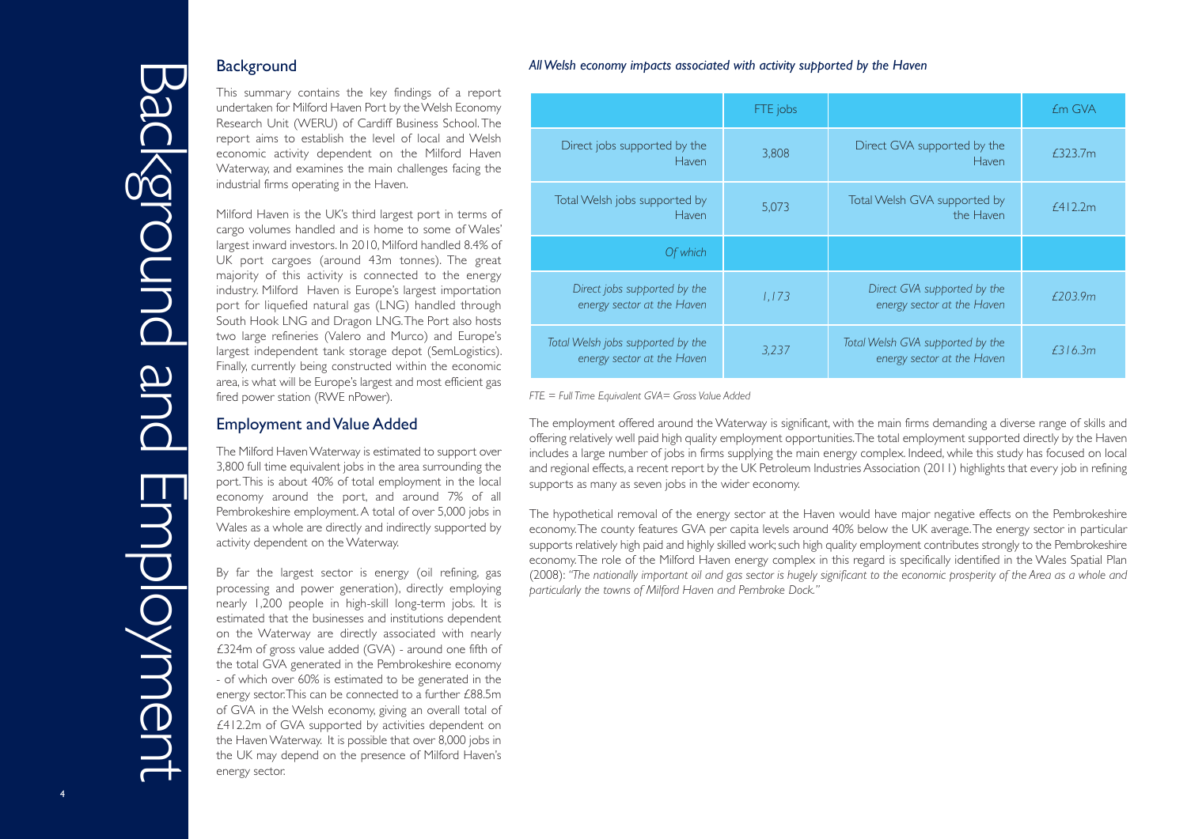# Background and Employment

## Background

This summary contains the key findings of a report undertaken for Milford Haven Port by the Welsh Economy Research Unit (WERU) of Cardiff Business School. The report aims to establish the level of local and Welsh economic activity dependent on the Milford Haven Waterway, and examines the main challenges facing the industrial firms operating in the Haven.

Milford Haven is the UK's third largest port in terms of cargo volumes handled and is home to some of Wales' largest inward investors. In 2010, Milford handled 8.4% of UK port cargoes (around 43m tonnes). The great majority of this activity is connected to the energy industry. Milford Haven is Europe's largest importation port for liquefied natural gas (LNG) handled through South Hook LNG and Dragon LNG. The Port also hosts two large refineries (Valero and Murco) and Europe's largest independent tank storage depot (SemLogistics). Finally, currently being constructed within the economic area, is what will be Europe's largest and most efficient gas fired power station (RWE nPower).

## Employment and Value Added

The Milford Haven Waterway is estimated to support over 3,800 full time equivalent jobs in the area surrounding the port. This is about 40% of total employment in the local economy around the port, and around 7% of all Pembrokeshire employment. A total of over 5,000 jobs in Wales as a whole are directly and indirectly supported by activity dependent on the Waterway.

By far the largest sector is energy (oil refining, gas processing and power generation), directly employing nearly 1,200 people in high-skill long-term jobs. It is estimated that the businesses and institutions dependent on the Waterway are directly associated with nearly £324m of gross value added (GVA) - around one fifth of the total GVA generated in the Pembrokeshire economy - of which over 60% is estimated to be generated in the energy sector. This can be connected to a further £88.5m of GVA in the Welsh economy, giving an overall total of £412.2m of GVA supported by activities dependent on the Haven Waterway. It is possible that over 8,000 jobs in the UK may depend on the presence of Milford Haven's energy sector.

*All Welsh economy impacts associated with activity supported by the Haven*

| | FTE jobs | | £m GVA |
|---|---|---|---|
| Direct jobs supported by the Haven | 3,808 | Direct GVA supported by the Haven | £323.7m |
| Total Welsh jobs supported by Haven | 5,073 | Total Welsh GVA supported by the Haven | £412.2m |
| *Of which* | | | |
| *Direct jobs supported by the energy sector at the Haven* | *1,173* | *Direct GVA supported by the energy sector at the Haven* | *£203.9m* |
| *Total Welsh jobs supported by the energy sector at the Haven* | *3,237* | *Total Welsh GVA supported by the energy sector at the Haven* | *£316.3m* |

*FTE = Full Time Equivalent GVA= Gross Value Added*

The employment offered around the Waterway is significant, with the main firms demanding a diverse range of skills and offering relatively well paid high quality employment opportunities. The total employment supported directly by the Haven includes a large number of jobs in firms supplying the main energy complex. Indeed, while this study has focused on local and regional effects, a recent report by the UK Petroleum Industries Association (2011) highlights that every job in refining supports as many as seven jobs in the wider economy.

The hypothetical removal of the energy sector at the Haven would have major negative effects on the Pembrokeshire economy. The county features GVA per capita levels around 40% below the UK average. The energy sector in particular supports relatively high paid and highly skilled work; such high quality employment contributes strongly to the Pembrokeshire economy. The role of the Milford Haven energy complex in this regard is specifically identified in the Wales Spatial Plan (2008): *"The nationally important oil and gas sector is hugely significant to the economic prosperity of the Area as a whole and particularly the towns of Milford Haven and Pembroke Dock."*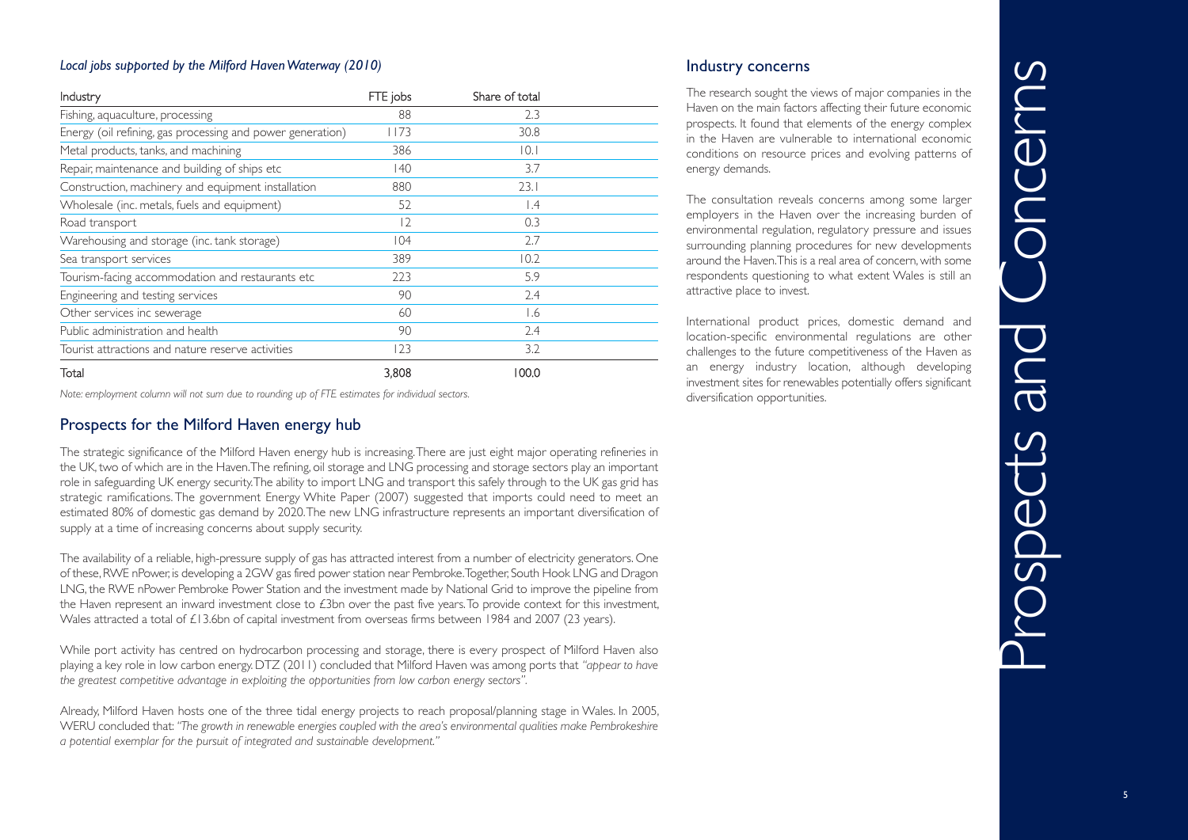*Local jobs supported by the Milford Haven Waterway (2010)*

| Industry | FTE jobs | Share of total |
|---|---|---|
| Fishing, aquaculture, processing | 88 | 2.3 |
| Energy (oil refining, gas processing and power generation) | 1173 | 30.8 |
| Metal products, tanks, and machining | 386 | 10.1 |
| Repair, maintenance and building of ships etc | 140 | 3.7 |
| Construction, machinery and equipment installation | 880 | 23.1 |
| Wholesale (inc. metals, fuels and equipment) | 52 | 1.4 |
| Road transport | 12 | 0.3 |
| Warehousing and storage (inc. tank storage) | 104 | 2.7 |
| Sea transport services | 389 | 10.2 |
| Tourism-facing accommodation and restaurants etc | 223 | 5.9 |
| Engineering and testing services | 90 | 2.4 |
| Other services inc sewerage | 60 | 1.6 |
| Public administration and health | 90 | 2.4 |
| Tourist attractions and nature reserve activities | 123 | 3.2 |
| Total | 3,808 | 100.0 |

*Note: employment column will not sum due to rounding up of FTE estimates for individual sectors.*

## Prospects for the Milford Haven energy hub

The strategic significance of the Milford Haven energy hub is increasing. There are just eight major operating refineries in the UK, two of which are in the Haven. The refining, oil storage and LNG processing and storage sectors play an important role in safeguarding UK energy security. The ability to import LNG and transport this safely through to the UK gas grid has strategic ramifications. The government Energy White Paper (2007) suggested that imports could need to meet an estimated 80% of domestic gas demand by 2020. The new LNG infrastructure represents an important diversification of supply at a time of increasing concerns about supply security.

The availability of a reliable, high-pressure supply of gas has attracted interest from a number of electricity generators. One of these, RWE nPower, is developing a 2GW gas fired power station near Pembroke. Together, South Hook LNG and Dragon LNG, the RWE nPower Pembroke Power Station and the investment made by National Grid to improve the pipeline from the Haven represent an inward investment close to £3bn over the past five years. To provide context for this investment, Wales attracted a total of £13.6bn of capital investment from overseas firms between 1984 and 2007 (23 years).

While port activity has centred on hydrocarbon processing and storage, there is every prospect of Milford Haven also playing a key role in low carbon energy. DTZ (2011) concluded that Milford Haven was among ports that *"appear to have the greatest competitive advantage in exploiting the opportunities from low carbon energy sectors"*.

Already, Milford Haven hosts one of the three tidal energy projects to reach proposal/planning stage in Wales. In 2005, WERU concluded that: *"The growth in renewable energies coupled with the area's environmental qualities make Pembrokeshire a potential exemplar for the pursuit of integrated and sustainable development."*

## Industry concerns

The research sought the views of major companies in the Haven on the main factors affecting their future economic prospects. It found that elements of the energy complex in the Haven are vulnerable to international economic conditions on resource prices and evolving patterns of energy demands.

The consultation reveals concerns among some larger employers in the Haven over the increasing burden of environmental regulation, regulatory pressure and issues surrounding planning procedures for new developments around the Haven. This is a real area of concern, with some respondents questioning to what extent Wales is still an attractive place to invest.

International product prices, domestic demand and location-specific environmental regulations are other challenges to the future competitiveness of the Haven as an energy industry location, although developing investment sites for renewables potentially offers significant diversification opportunities.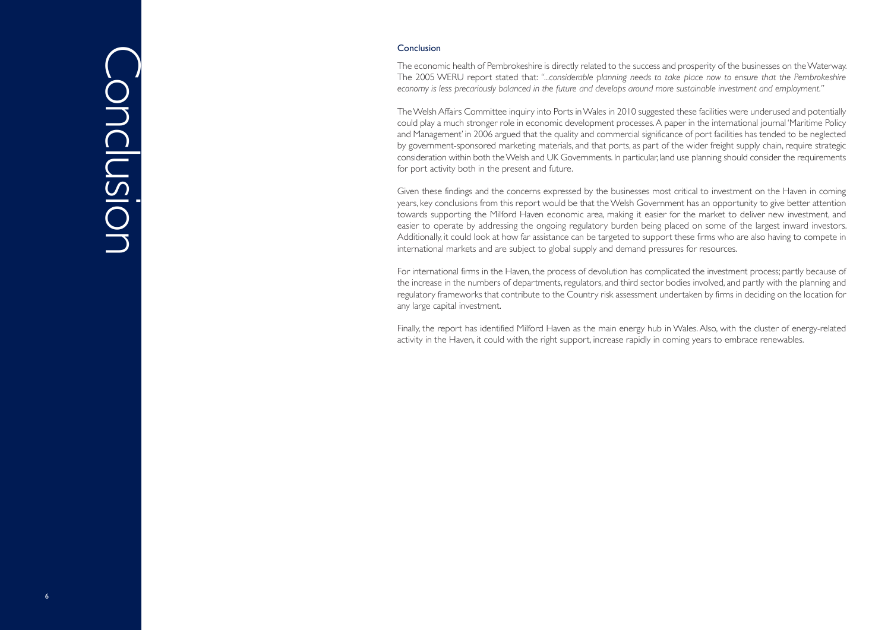# Conclusion

## Conclusion

The economic health of Pembrokeshire is directly related to the success and prosperity of the businesses on the Waterway. The 2005 WERU report stated that: *"...considerable planning needs to take place now to ensure that the Pembrokeshire economy is less precariously balanced in the future and develops around more sustainable investment and employment."*

The Welsh Affairs Committee inquiry into Ports in Wales in 2010 suggested these facilities were underused and potentially could play a much stronger role in economic development processes. A paper in the international journal 'Maritime Policy and Management' in 2006 argued that the quality and commercial significance of port facilities has tended to be neglected by government-sponsored marketing materials, and that ports, as part of the wider freight supply chain, require strategic consideration within both the Welsh and UK Governments. In particular, land use planning should consider the requirements for port activity both in the present and future.

Given these findings and the concerns expressed by the businesses most critical to investment on the Haven in coming years, key conclusions from this report would be that the Welsh Government has an opportunity to give better attention towards supporting the Milford Haven economic area, making it easier for the market to deliver new investment, and easier to operate by addressing the ongoing regulatory burden being placed on some of the largest inward investors. Additionally, it could look at how far assistance can be targeted to support these firms who are also having to compete in international markets and are subject to global supply and demand pressures for resources.

For international firms in the Haven, the process of devolution has complicated the investment process; partly because of the increase in the numbers of departments, regulators, and third sector bodies involved, and partly with the planning and regulatory frameworks that contribute to the Country risk assessment undertaken by firms in deciding on the location for any large capital investment.

Finally, the report has identified Milford Haven as the main energy hub in Wales. Also, with the cluster of energy-related activity in the Haven, it could with the right support, increase rapidly in coming years to embrace renewables.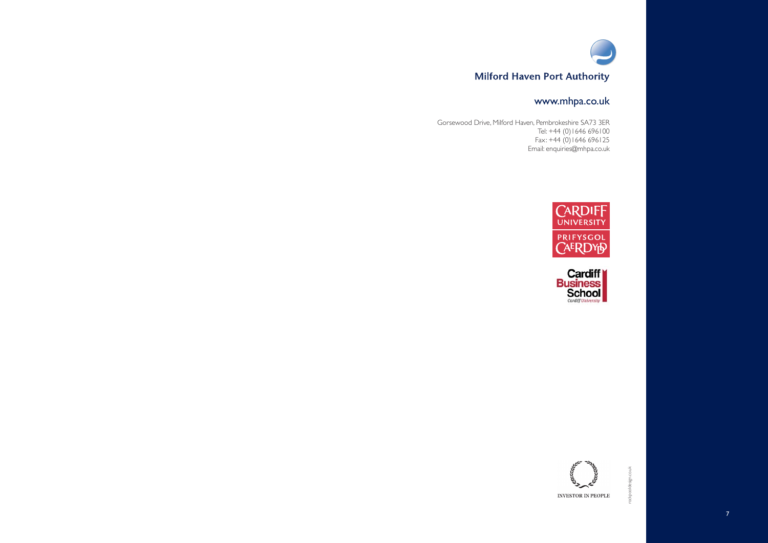**Milford Haven Port Authority**

www.mhpa.co.uk

Gorsewood Drive, Milford Haven, Pembrokeshire SA73 3ER
Tel: +44 (0)1646 696100
Fax: +44 (0)1646 696125
Email: enquiries@mhpa.co.uk

CARDIFF UNIVERSITY
PRIFYSGOL CAERDYDD

Cardiff Business School
Cardiff University

INVESTOR IN PEOPLE

rockpooldesign.co.uk